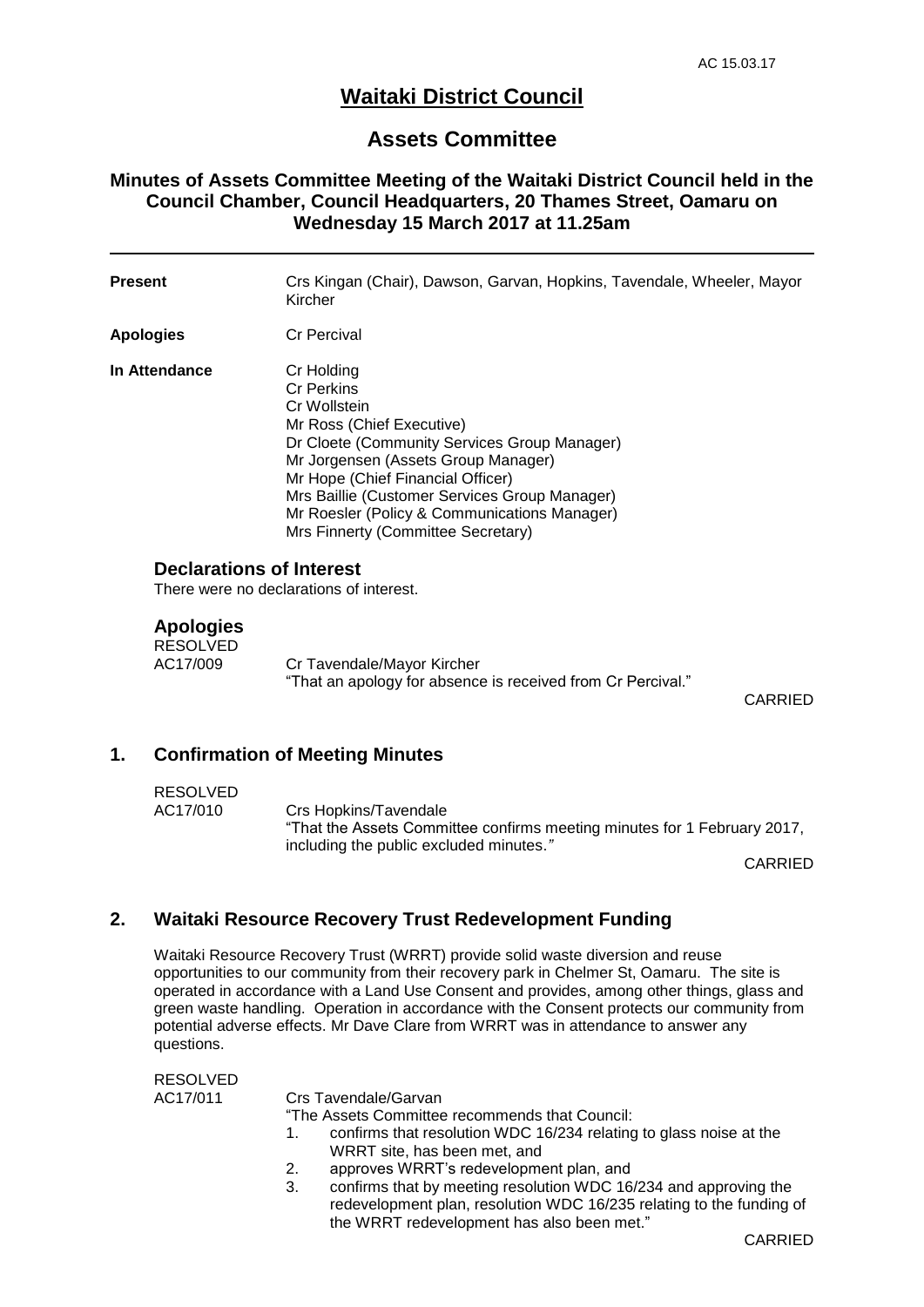# Waitaki District Council

## Assets Committee

### Minutes of Assets Committee Meeting of the Waitaki District Council held in the Council Chamber, Council Headquarters, 20 Thames Street, Oamaru on Wednesday 15 March 2017 at 11.25am

---

**Present** Crs Kingan (Chair), Dawson, Garvan, Hopkins, Tavendale, Wheeler, Mayor Kircher

**Apologies** Cr Percival

**In Attendance** Cr Holding
Cr Perkins
Cr Wollstein
Mr Ross (Chief Executive)
Dr Cloete (Community Services Group Manager)
Mr Jorgensen (Assets Group Manager)
Mr Hope (Chief Financial Officer)
Mrs Baillie (Customer Services Group Manager)
Mr Roesler (Policy & Communications Manager)
Mrs Finnerty (Committee Secretary)

### Declarations of Interest

There were no declarations of interest.

### Apologies

RESOLVED
AC17/009 Cr Tavendale/Mayor Kircher
"That an apology for absence is received from Cr Percival."

CARRIED

## 1. Confirmation of Meeting Minutes

RESOLVED
AC17/010 Crs Hopkins/Tavendale
"That the Assets Committee confirms meeting minutes for 1 February 2017, including the public excluded minutes."

CARRIED

## 2. Waitaki Resource Recovery Trust Redevelopment Funding

Waitaki Resource Recovery Trust (WRRT) provide solid waste diversion and reuse opportunities to our community from their recovery park in Chelmer St, Oamaru. The site is operated in accordance with a Land Use Consent and provides, among other things, glass and green waste handling. Operation in accordance with the Consent protects our community from potential adverse effects. Mr Dave Clare from WRRT was in attendance to answer any questions.

RESOLVED
AC17/011 Crs Tavendale/Garvan
"The Assets Committee recommends that Council:

1. confirms that resolution WDC 16/234 relating to glass noise at the WRRT site, has been met, and
2. approves WRRT's redevelopment plan, and
3. confirms that by meeting resolution WDC 16/234 and approving the redevelopment plan, resolution WDC 16/235 relating to the funding of the WRRT redevelopment has also been met."

CARRIED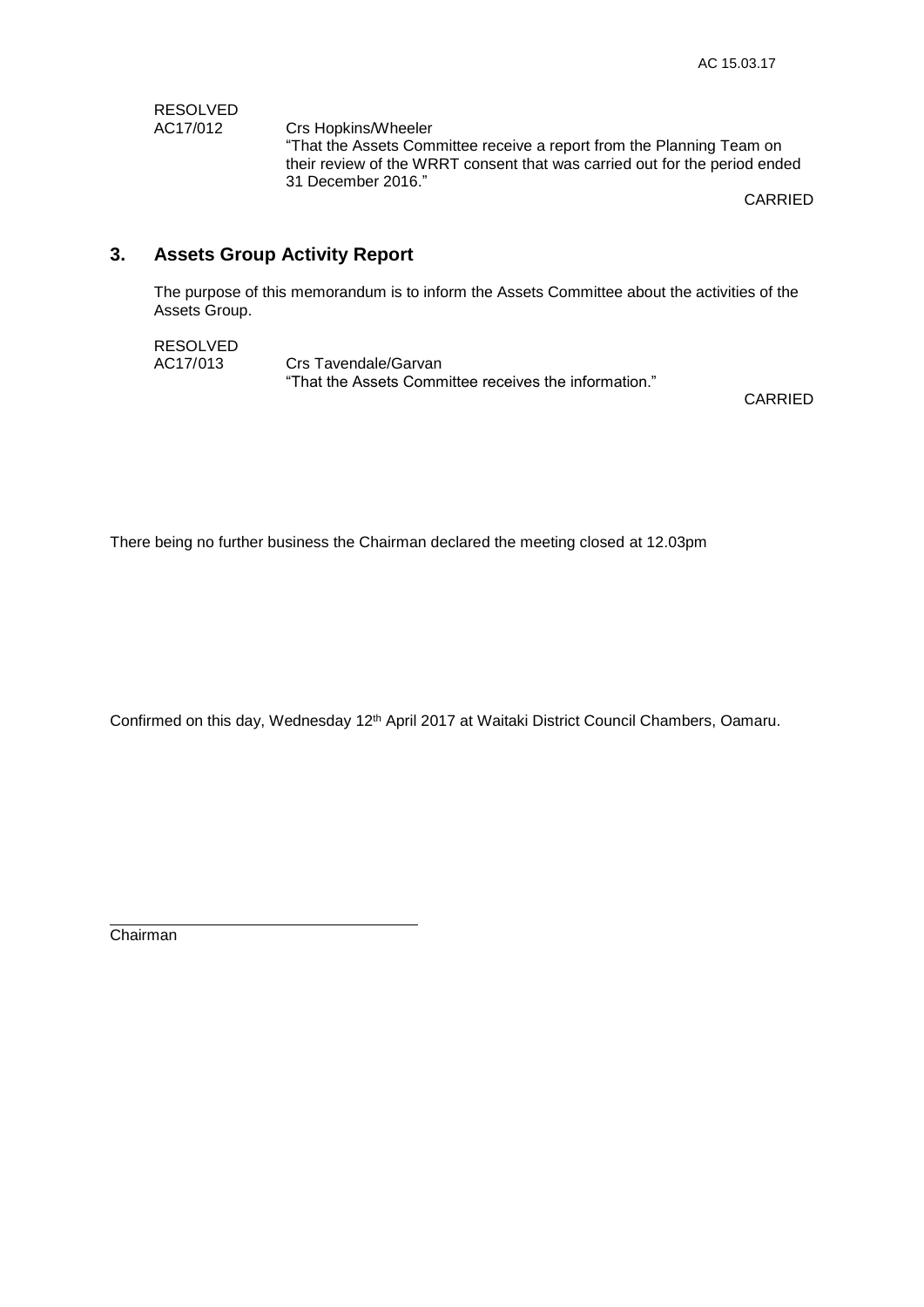RESOLVED
AC17/012 Crs Hopkins/Wheeler
"That the Assets Committee receive a report from the Planning Team on their review of the WRRT consent that was carried out for the period ended 31 December 2016."

CARRIED

## 3. Assets Group Activity Report

The purpose of this memorandum is to inform the Assets Committee about the activities of the Assets Group.

RESOLVED
AC17/013 Crs Tavendale/Garvan
"That the Assets Committee receives the information."

CARRIED

There being no further business the Chairman declared the meeting closed at 12.03pm

Confirmed on this day, Wednesday 12th April 2017 at Waitaki District Council Chambers, Oamaru.

\_\_\_\_\_\_\_\_\_\_\_\_\_\_\_\_\_\_\_\_\_\_\_\_\_\_\_\_\_\_\_\_\_\_\_

Chairman